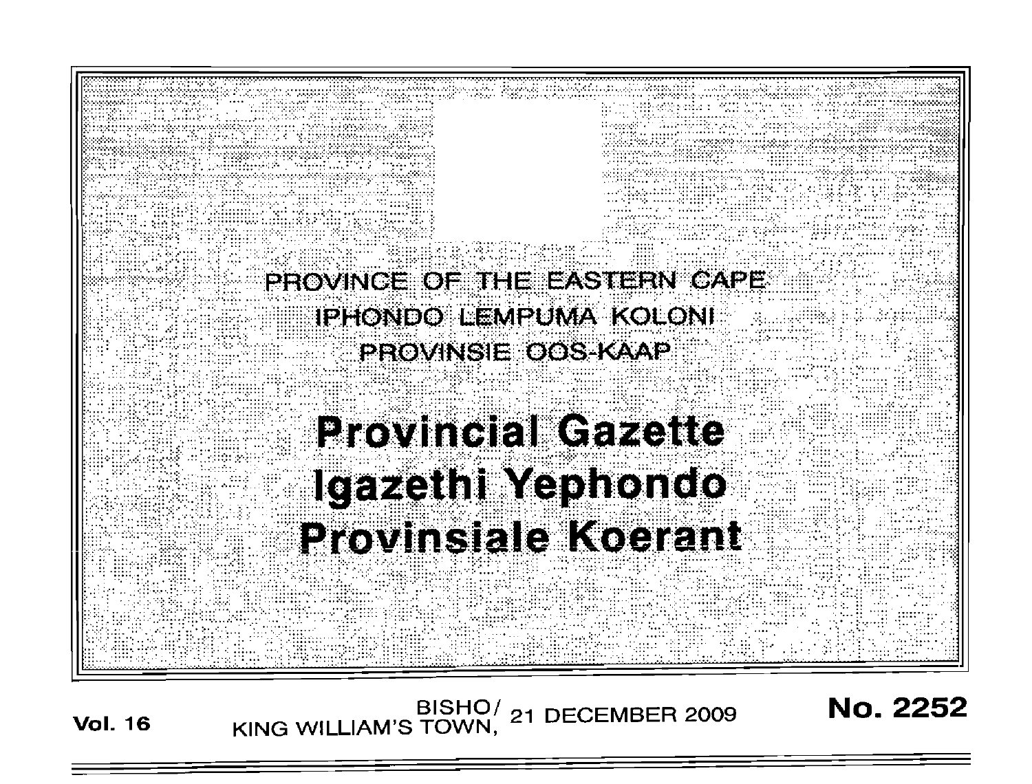PROVINCE OF THE EASTERN CAPE

IPHONDO LEMPUMA KOLONI

PROVINSIE OOS-KAAP

# Provincial Gazette

# Igazethi Yephondo

# Provinsiale Koerant

**Vol. 16** BISHO/ KING WILLIAM'S TOWN, 21 DECEMBER 2009 **No. 2252**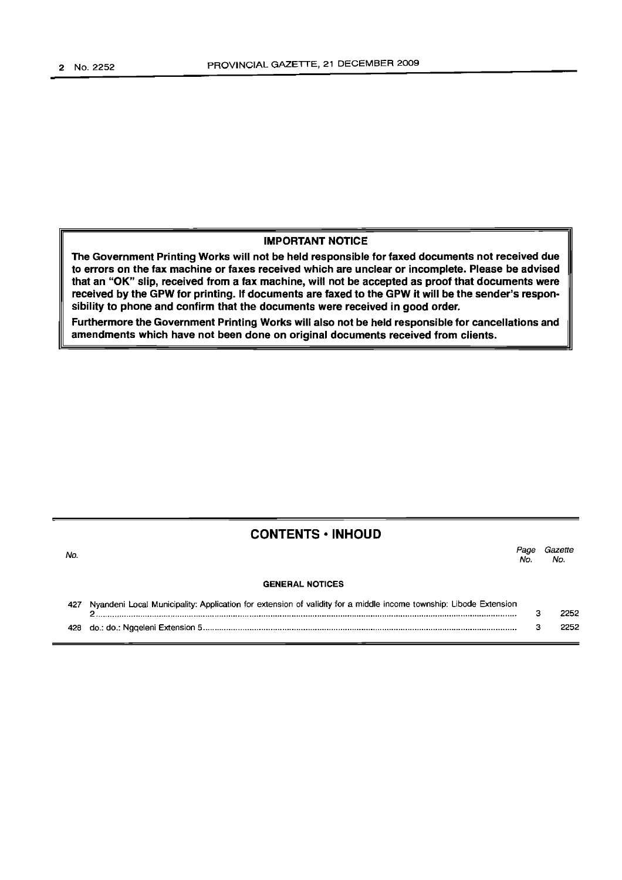**IMPORTANT NOTICE**

**The Government Printing Works will not be held responsible for faxed documents not received due to errors on the fax machine or faxes received which are unclear or incomplete. Please be advised that an "OK" slip, received from a fax machine, will not be accepted as proof that documents were received by the GPW for printing. If documents are faxed to the GPW it will be the sender's responsibility to phone and confirm that the documents were received in good order.**

**Furthermore the Government Printing Works will also not be held responsible for cancellations and amendments which have not been done on original documents received from clients.**

## CONTENTS • INHOUD

| No. | | Page No. | Gazette No. |
|---|---|---|---|
| | **GENERAL NOTICES** | | |
| 427 | Nyandeni Local Municipality: Application for extension of validity for a middle income township: Libode Extension 2 | 3 | 2252 |
| 428 | do.: do.: Ngqeleni Extension 5 | 3 | 2252 |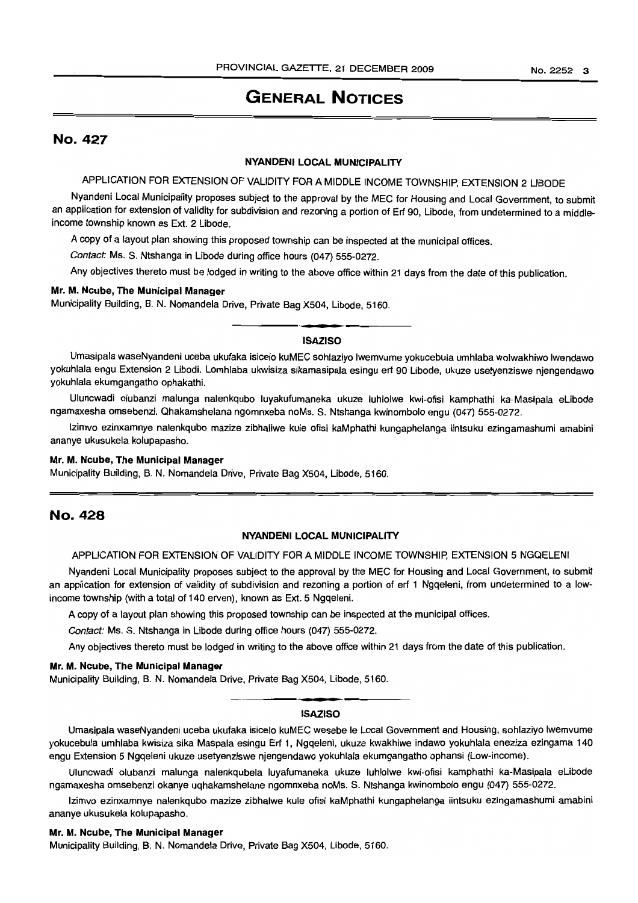# GENERAL NOTICES

## No. 427

### NYANDENI LOCAL MUNICIPALITY

APPLICATION FOR EXTENSION OF VALIDITY FOR A MIDDLE INCOME TOWNSHIP, EXTENSION 2 LIBODE

Nyandeni Local Municipality proposes subject to the approval by the MEC for Housing and Local Government, to submit an application for extension of validity for subdivision and rezoning a portion of Erf 90, Libode, from undetermined to a middle-income township known as Ext. 2 Libode.

A copy of a layout plan showing this proposed township can be inspected at the municipal offices.

*Contact:* Ms. S. Ntshanga in Libode during office hours (047) 555-0272.

Any objectives thereto must be lodged in writing to the above office within 21 days from the date of this publication.

**Mr. M. Ncube, The Municipal Manager**

Municipality Building, B. N. Nomandela Drive, Private Bag X504, Libode, 5160.

### ISAZISO

Umasipala waseNyandeni uceba ukufaka isicelo kuMEC sohlaziyo lwemvume yokucebula umhlaba wolwakhiwo lwendawo yokuhlala engu Extension 2 Libodi. Lomhlaba ukwisiza sikamasipala esingu erf 90 Libode, ukuze usetyenziswe njengendawo yokuhlala ekumgangatho ophakathi.

Uluncwadi olubanzi malunga nalenkqubo luyakufumaneka ukuze luhlolwe kwi-ofisi kamphathi ka-Masipala eLibode ngamaxesha omsebenzi. Qhakamshelana ngomnxeba noMs. S. Ntshanga kwinombolo engu (047) 555-0272.

Izimvo ezinxamnye nalenkqubo mazize zibhaliwe kule ofisi kaMphathi kungaphelanga iintsuku ezingamashumi amabini ananye ukusukela kolupapasho.

**Mr. M. Ncube, The Municipal Manager**

Municipality Building, B. N. Nomandela Drive, Private Bag X504, Libode, 5160.

## No. 428

### NYANDENI LOCAL MUNICIPALITY

APPLICATION FOR EXTENSION OF VALIDITY FOR A MIDDLE INCOME TOWNSHIP, EXTENSION 5 NGQELENI

Nyandeni Local Municipality proposes subject to the approval by the MEC for Housing and Local Government, to submit an application for extension of validity of subdivision and rezoning a portion of erf 1 Ngqeleni, from undetermined to a low-income township (with a total of 140 erven), known as Ext. 5 Ngqeleni.

A copy of a layout plan showing this proposed township can be inspected at the municipal offices.

*Contact:* Ms. S. Ntshanga in Libode during office hours (047) 555-0272.

Any objectives thereto must be lodged in writing to the above office within 21 days from the date of this publication.

**Mr. M. Ncube, The Municipal Manager**

Municipality Building, B. N. Nomandela Drive, Private Bag X504, Libode, 5160.

### ISAZISO

Umasipala waseNyandeni uceba ukufaka isicelo kuMEC wesebe le Local Government and Housing, sohlaziyo lwemvume yokucebula umhlaba kwisiza sika Maspala esingu Erf 1, Ngqeleni, ukuze kwakhiwe indawo yokuhlala eneziza ezingama 140 engu Extension 5 Ngqeleni ukuze usetyenziswe njengendawo yokuhlala ekumgangatho ophansi (Low-income).

Uluncwadi olubanzi malunga nalenkqubela luyafumaneka ukuze luhlolwe kwi-ofisi kamphathi ka-Masipala eLibode ngamaxesha omsebenzi okanye uqhakamshelane ngomnxeba noMs. S. Ntshanga kwinombolo engu (047) 555-0272.

Izimvo ezinxamnye nalenkqubo mazize zibhalwe kule ofisi kaMphathi kungaphelanga iintsuku ezingamashumi amabini ananye ukusukela kolupapasho.

**Mr. M. Ncube, The Municipal Manager**

Municipality Building, B. N. Nomandela Drive, Private Bag X504, Libode, 5160.